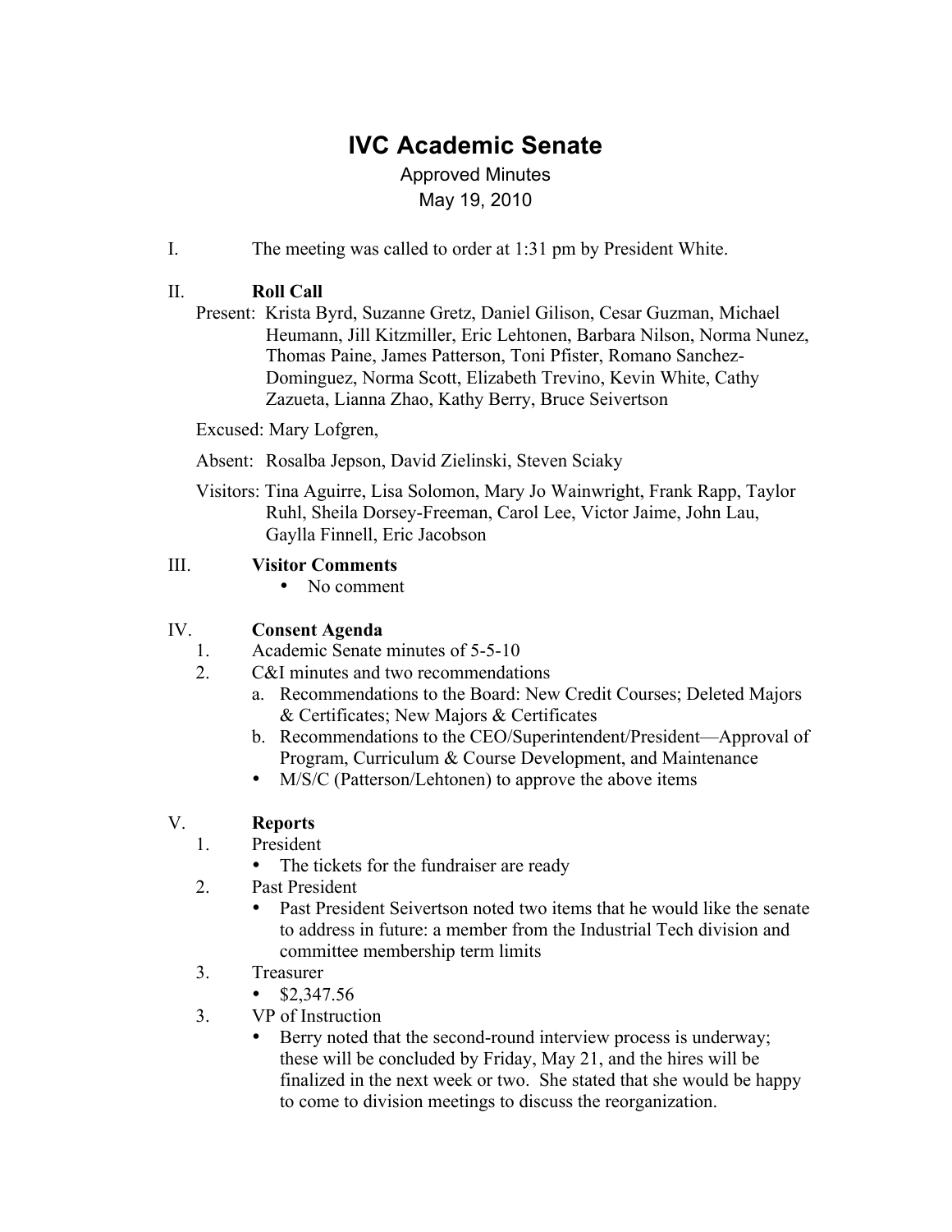// IVC Academic Senate

Approved Minutes

May 19, 2010

I. The meeting was called to order at 1:31 pm by President White.

II. **Roll Call**

Present: Krista Byrd, Suzanne Gretz, Daniel Gilison, Cesar Guzman, Michael Heumann, Jill Kitzmiller, Eric Lehtonen, Barbara Nilson, Norma Nunez, Thomas Paine, James Patterson, Toni Pfister, Romano Sanchez-Dominguez, Norma Scott, Elizabeth Trevino, Kevin White, Cathy Zazueta, Lianna Zhao, Kathy Berry, Bruce Seivertson

Excused: Mary Lofgren,

Absent: Rosalba Jepson, David Zielinski, Steven Sciaky

Visitors: Tina Aguirre, Lisa Solomon, Mary Jo Wainwright, Frank Rapp, Taylor Ruhl, Sheila Dorsey-Freeman, Carol Lee, Victor Jaime, John Lau, Gaylla Finnell, Eric Jacobson

III. **Visitor Comments**

- No comment

IV. **Consent Agenda**

1. Academic Senate minutes of 5-5-10
2. C&I minutes and two recommendations
   a. Recommendations to the Board: New Credit Courses; Deleted Majors & Certificates; New Majors & Certificates
   b. Recommendations to the CEO/Superintendent/President—Approval of Program, Curriculum & Course Development, and Maintenance
   - M/S/C (Patterson/Lehtonen) to approve the above items

V. **Reports**

1. President
   - The tickets for the fundraiser are ready
2. Past President
   - Past President Seivertson noted two items that he would like the senate to address in future: a member from the Industrial Tech division and committee membership term limits
3. Treasurer
   - $2,347.56
3. VP of Instruction
   - Berry noted that the second-round interview process is underway; these will be concluded by Friday, May 21, and the hires will be finalized in the next week or two. She stated that she would be happy to come to division meetings to discuss the reorganization.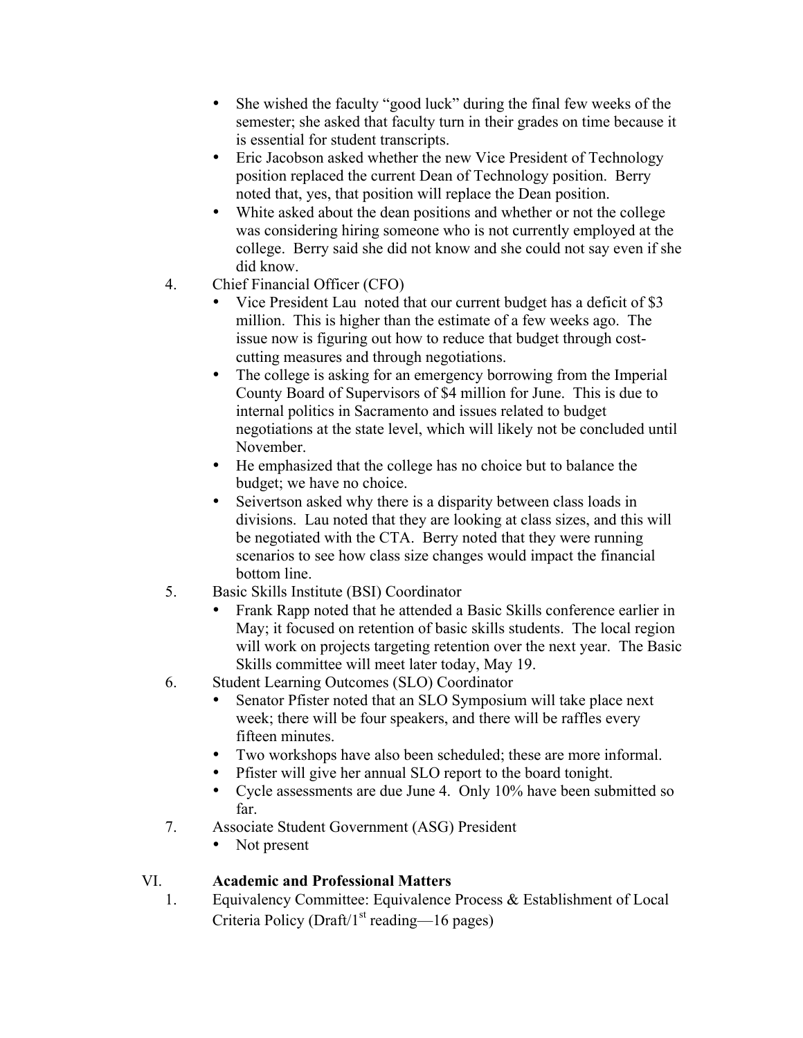- She wished the faculty "good luck" during the final few weeks of the semester; she asked that faculty turn in their grades on time because it is essential for student transcripts.
- Eric Jacobson asked whether the new Vice President of Technology position replaced the current Dean of Technology position. Berry noted that, yes, that position will replace the Dean position.
- White asked about the dean positions and whether or not the college was considering hiring someone who is not currently employed at the college. Berry said she did not know and she could not say even if she did know.

4. Chief Financial Officer (CFO)
   - Vice President Lau noted that our current budget has a deficit of $3 million. This is higher than the estimate of a few weeks ago. The issue now is figuring out how to reduce that budget through cost-cutting measures and through negotiations.
   - The college is asking for an emergency borrowing from the Imperial County Board of Supervisors of $4 million for June. This is due to internal politics in Sacramento and issues related to budget negotiations at the state level, which will likely not be concluded until November.
   - He emphasized that the college has no choice but to balance the budget; we have no choice.
   - Seivertson asked why there is a disparity between class loads in divisions. Lau noted that they are looking at class sizes, and this will be negotiated with the CTA. Berry noted that they were running scenarios to see how class size changes would impact the financial bottom line.
5. Basic Skills Institute (BSI) Coordinator
   - Frank Rapp noted that he attended a Basic Skills conference earlier in May; it focused on retention of basic skills students. The local region will work on projects targeting retention over the next year. The Basic Skills committee will meet later today, May 19.
6. Student Learning Outcomes (SLO) Coordinator
   - Senator Pfister noted that an SLO Symposium will take place next week; there will be four speakers, and there will be raffles every fifteen minutes.
   - Two workshops have also been scheduled; these are more informal.
   - Pfister will give her annual SLO report to the board tonight.
   - Cycle assessments are due June 4. Only 10% have been submitted so far.
7. Associate Student Government (ASG) President
   - Not present

## VI. **Academic and Professional Matters**

1. Equivalency Committee: Equivalence Process & Establishment of Local Criteria Policy (Draft/1st reading—16 pages)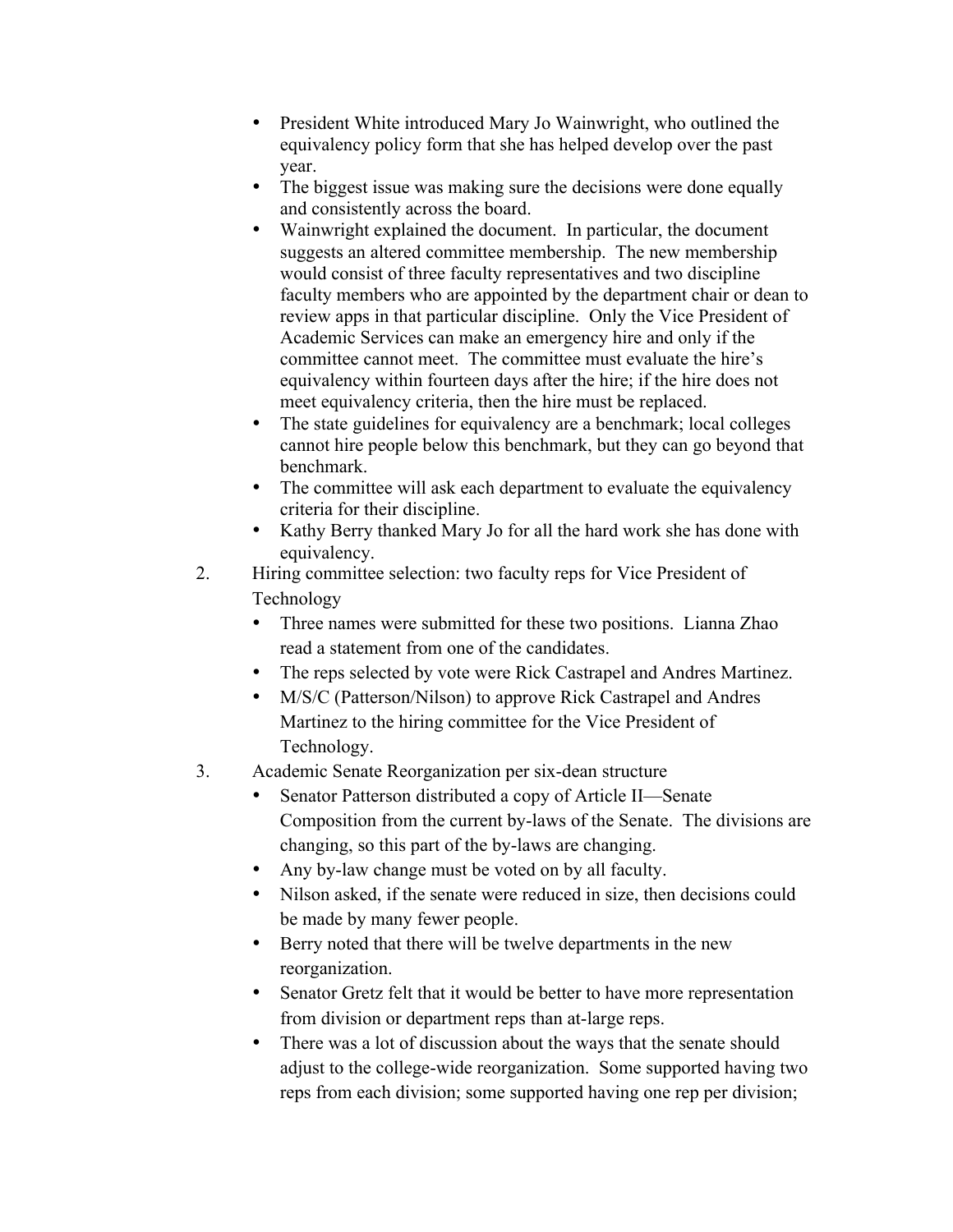- President White introduced Mary Jo Wainwright, who outlined the equivalency policy form that she has helped develop over the past year.
- The biggest issue was making sure the decisions were done equally and consistently across the board.
- Wainwright explained the document. In particular, the document suggests an altered committee membership. The new membership would consist of three faculty representatives and two discipline faculty members who are appointed by the department chair or dean to review apps in that particular discipline. Only the Vice President of Academic Services can make an emergency hire and only if the committee cannot meet. The committee must evaluate the hire's equivalency within fourteen days after the hire; if the hire does not meet equivalency criteria, then the hire must be replaced.
- The state guidelines for equivalency are a benchmark; local colleges cannot hire people below this benchmark, but they can go beyond that benchmark.
- The committee will ask each department to evaluate the equivalency criteria for their discipline.
- Kathy Berry thanked Mary Jo for all the hard work she has done with equivalency.

2. Hiring committee selection: two faculty reps for Vice President of Technology
   - Three names were submitted for these two positions. Lianna Zhao read a statement from one of the candidates.
   - The reps selected by vote were Rick Castrapel and Andres Martinez.
   - M/S/C (Patterson/Nilson) to approve Rick Castrapel and Andres Martinez to the hiring committee for the Vice President of Technology.

3. Academic Senate Reorganization per six-dean structure
   - Senator Patterson distributed a copy of Article II—Senate Composition from the current by-laws of the Senate. The divisions are changing, so this part of the by-laws are changing.
   - Any by-law change must be voted on by all faculty.
   - Nilson asked, if the senate were reduced in size, then decisions could be made by many fewer people.
   - Berry noted that there will be twelve departments in the new reorganization.
   - Senator Gretz felt that it would be better to have more representation from division or department reps than at-large reps.
   - There was a lot of discussion about the ways that the senate should adjust to the college-wide reorganization. Some supported having two reps from each division; some supported having one rep per division;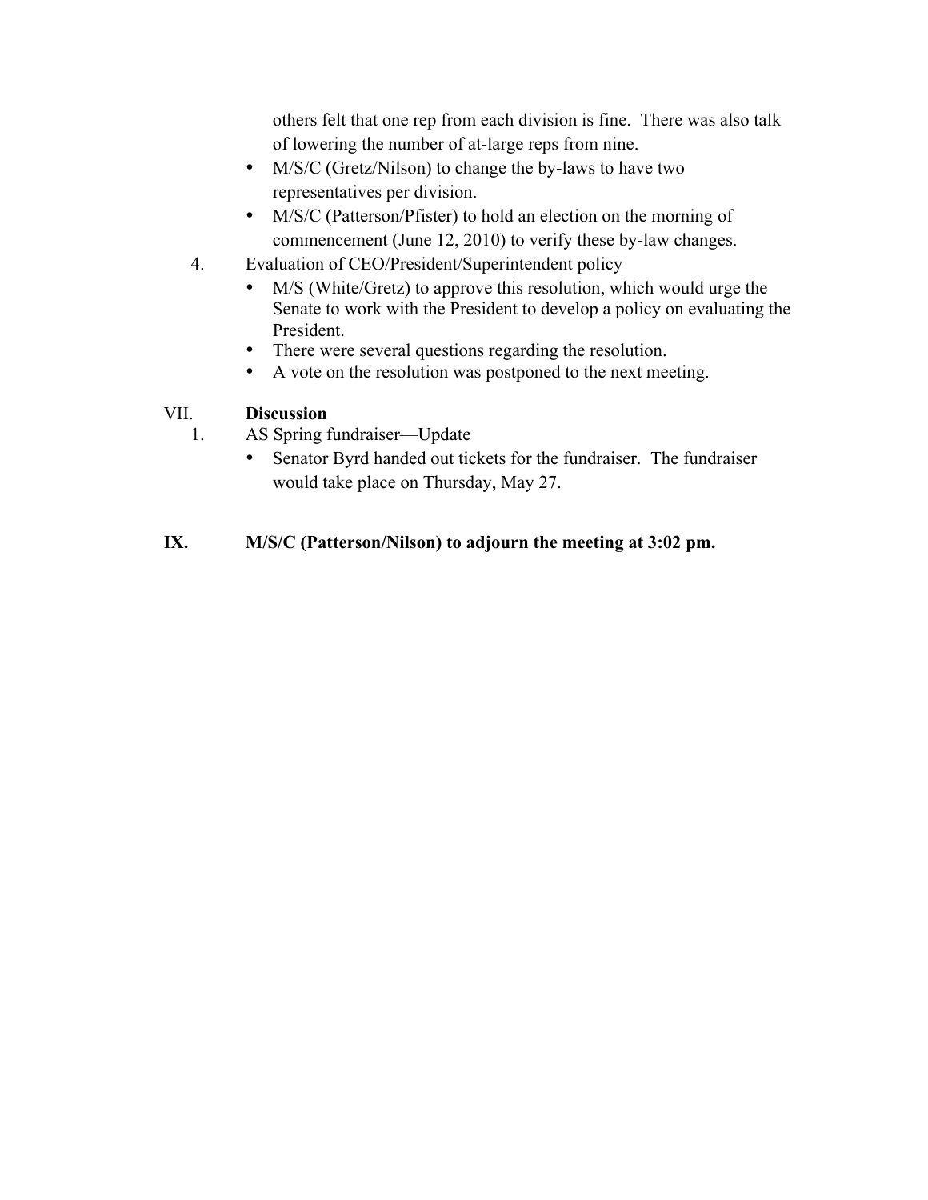others felt that one rep from each division is fine. There was also talk of lowering the number of at-large reps from nine.

- M/S/C (Gretz/Nilson) to change the by-laws to have two representatives per division.
- M/S/C (Patterson/Pfister) to hold an election on the morning of commencement (June 12, 2010) to verify these by-law changes.

4. Evaluation of CEO/President/Superintendent policy
   - M/S (White/Gretz) to approve this resolution, which would urge the Senate to work with the President to develop a policy on evaluating the President.
   - There were several questions regarding the resolution.
   - A vote on the resolution was postponed to the next meeting.

VII. **Discussion**

1. AS Spring fundraiser—Update
   - Senator Byrd handed out tickets for the fundraiser. The fundraiser would take place on Thursday, May 27.

**IX. M/S/C (Patterson/Nilson) to adjourn the meeting at 3:02 pm.**